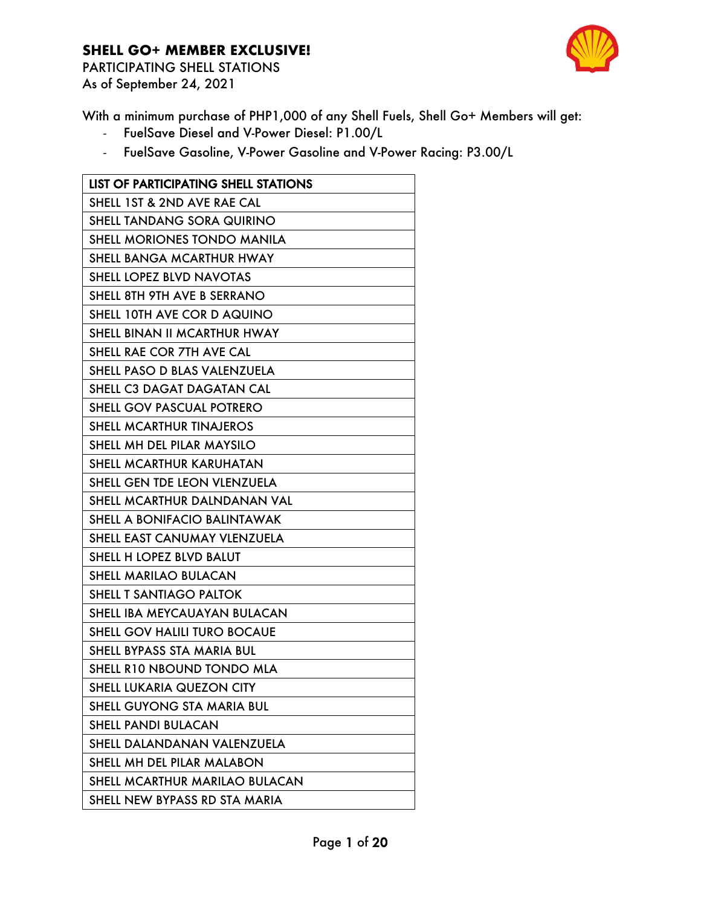**SHELL GO+ MEMBER EXCLUSIVE!**

PARTICIPATING SHELL STATIONS
As of September 24, 2021

With a minimum purchase of PHP1,000 of any Shell Fuels, Shell Go+ Members will get:

- FuelSave Diesel and V-Power Diesel: P1.00/L
- FuelSave Gasoline, V-Power Gasoline and V-Power Racing: P3.00/L

| LIST OF PARTICIPATING SHELL STATIONS |
|---|
| SHELL 1ST & 2ND AVE RAE CAL |
| SHELL TANDANG SORA QUIRINO |
| SHELL MORIONES TONDO MANILA |
| SHELL BANGA MCARTHUR HWAY |
| SHELL LOPEZ BLVD NAVOTAS |
| SHELL 8TH 9TH AVE B SERRANO |
| SHELL 10TH AVE COR D AQUINO |
| SHELL BINAN II MCARTHUR HWAY |
| SHELL RAE COR 7TH AVE CAL |
| SHELL PASO D BLAS VALENZUELA |
| SHELL C3 DAGAT DAGATAN CAL |
| SHELL GOV PASCUAL POTRERO |
| SHELL MCARTHUR TINAJEROS |
| SHELL MH DEL PILAR MAYSILO |
| SHELL MCARTHUR KARUHATAN |
| SHELL GEN TDE LEON VLENZUELA |
| SHELL MCARTHUR DALNDANAN VAL |
| SHELL A BONIFACIO BALINTAWAK |
| SHELL EAST CANUMAY VLENZUELA |
| SHELL H LOPEZ BLVD BALUT |
| SHELL MARILAO BULACAN |
| SHELL T SANTIAGO PALTOK |
| SHELL IBA MEYCAUAYAN BULACAN |
| SHELL GOV HALILI TURO BOCAUE |
| SHELL BYPASS STA MARIA BUL |
| SHELL R10 NBOUND TONDO MLA |
| SHELL LUKARIA QUEZON CITY |
| SHELL GUYONG STA MARIA BUL |
| SHELL PANDI BULACAN |
| SHELL DALANDANAN VALENZUELA |
| SHELL MH DEL PILAR MALABON |
| SHELL MCARTHUR MARILAO BULACAN |
| SHELL NEW BYPASS RD STA MARIA |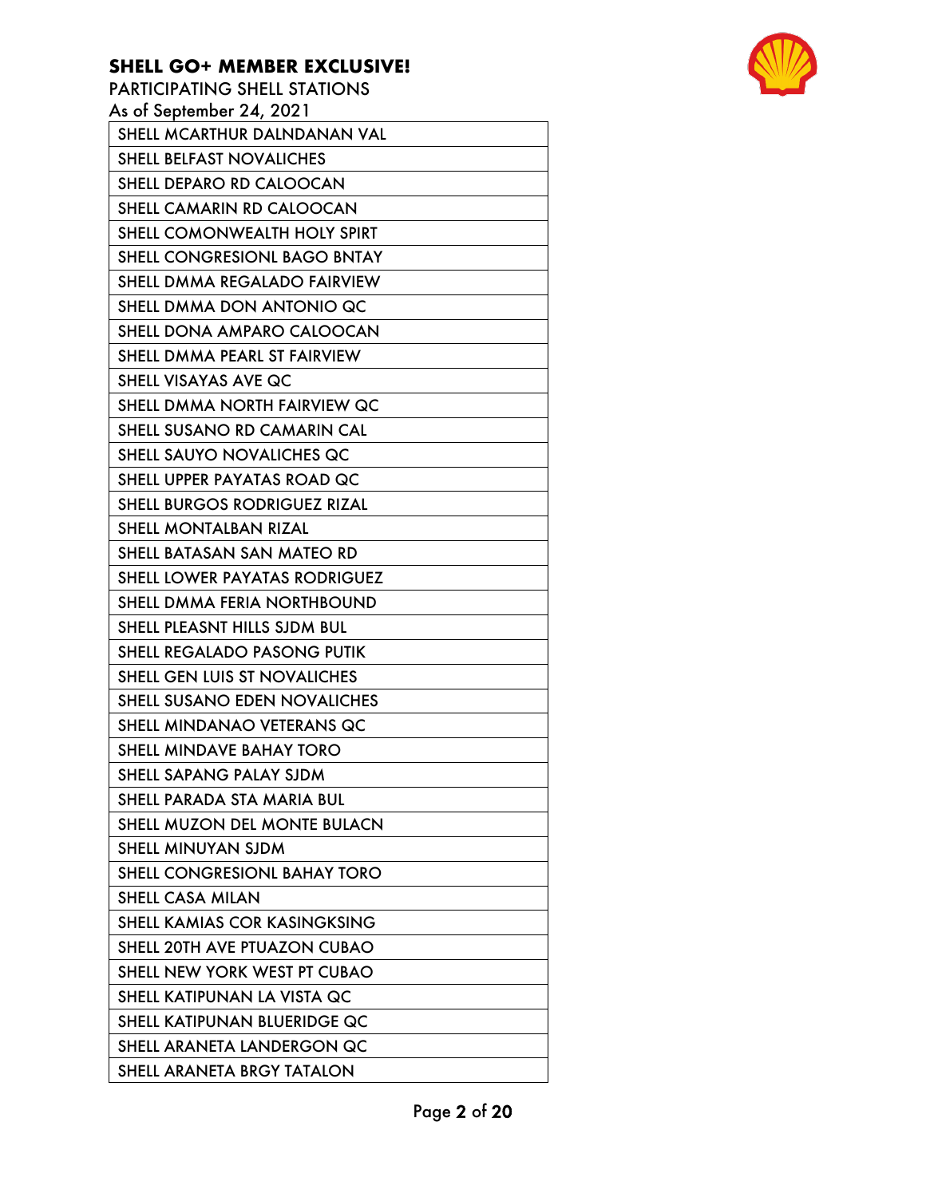**SHELL GO+ MEMBER EXCLUSIVE!**

PARTICIPATING SHELL STATIONS

As of September 24, 2021

| SHELL MCARTHUR DALNDANAN VAL |
|---|
| SHELL BELFAST NOVALICHES |
| SHELL DEPARO RD CALOOCAN |
| SHELL CAMARIN RD CALOOCAN |
| SHELL COMONWEALTH HOLY SPIRT |
| SHELL CONGRESIONL BAGO BNTAY |
| SHELL DMMA REGALADO FAIRVIEW |
| SHELL DMMA DON ANTONIO QC |
| SHELL DONA AMPARO CALOOCAN |
| SHELL DMMA PEARL ST FAIRVIEW |
| SHELL VISAYAS AVE QC |
| SHELL DMMA NORTH FAIRVIEW QC |
| SHELL SUSANO RD CAMARIN CAL |
| SHELL SAUYO NOVALICHES QC |
| SHELL UPPER PAYATAS ROAD QC |
| SHELL BURGOS RODRIGUEZ RIZAL |
| SHELL MONTALBAN RIZAL |
| SHELL BATASAN SAN MATEO RD |
| SHELL LOWER PAYATAS RODRIGUEZ |
| SHELL DMMA FERIA NORTHBOUND |
| SHELL PLEASNT HILLS SJDM BUL |
| SHELL REGALADO PASONG PUTIK |
| SHELL GEN LUIS ST NOVALICHES |
| SHELL SUSANO EDEN NOVALICHES |
| SHELL MINDANAO VETERANS QC |
| SHELL MINDAVE BAHAY TORO |
| SHELL SAPANG PALAY SJDM |
| SHELL PARADA STA MARIA BUL |
| SHELL MUZON DEL MONTE BULACN |
| SHELL MINUYAN SJDM |
| SHELL CONGRESIONL BAHAY TORO |
| SHELL CASA MILAN |
| SHELL KAMIAS COR KASINGKSING |
| SHELL 20TH AVE PTUAZON CUBAO |
| SHELL NEW YORK WEST PT CUBAO |
| SHELL KATIPUNAN LA VISTA QC |
| SHELL KATIPUNAN BLUERIDGE QC |
| SHELL ARANETA LANDERGON QC |
| SHELL ARANETA BRGY TATALON |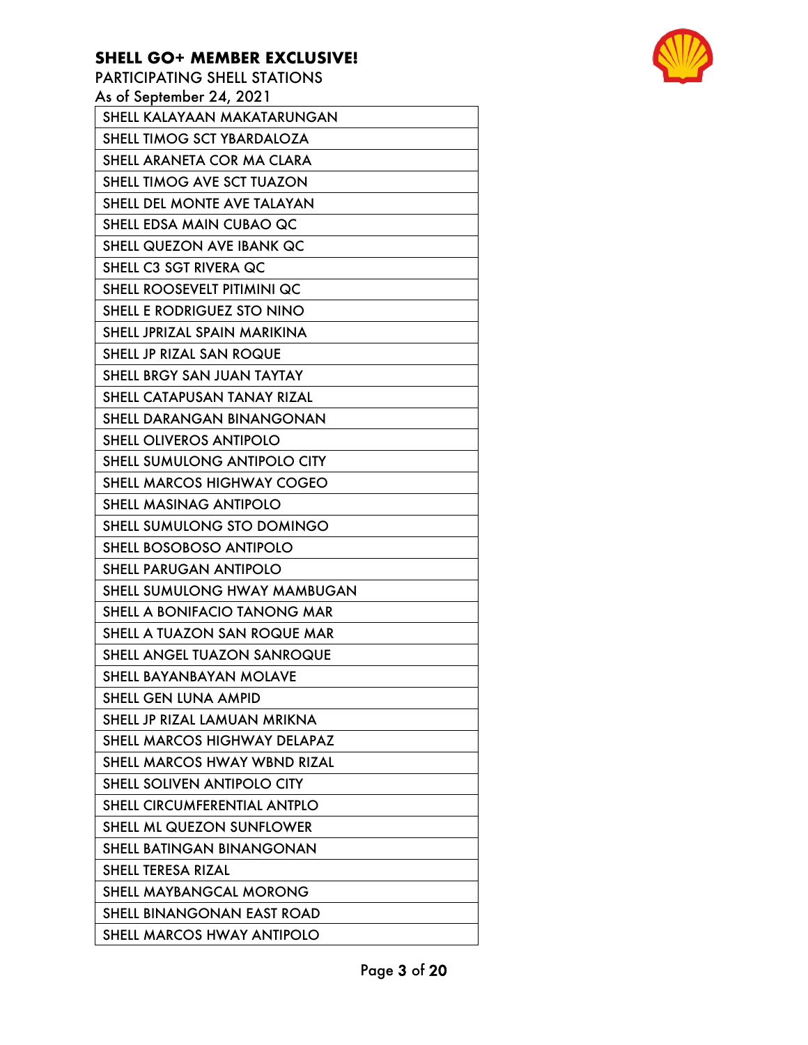**SHELL GO+ MEMBER EXCLUSIVE!**

PARTICIPATING SHELL STATIONS

As of September 24, 2021

| SHELL KALAYAAN MAKATARUNGAN |
|---|
| SHELL TIMOG SCT YBARDALOZA |
| SHELL ARANETA COR MA CLARA |
| SHELL TIMOG AVE SCT TUAZON |
| SHELL DEL MONTE AVE TALAYAN |
| SHELL EDSA MAIN CUBAO QC |
| SHELL QUEZON AVE IBANK QC |
| SHELL C3 SGT RIVERA QC |
| SHELL ROOSEVELT PITIMINI QC |
| SHELL E RODRIGUEZ STO NINO |
| SHELL JPRIZAL SPAIN MARIKINA |
| SHELL JP RIZAL SAN ROQUE |
| SHELL BRGY SAN JUAN TAYTAY |
| SHELL CATAPUSAN TANAY RIZAL |
| SHELL DARANGAN BINANGONAN |
| SHELL OLIVEROS ANTIPOLO |
| SHELL SUMULONG ANTIPOLO CITY |
| SHELL MARCOS HIGHWAY COGEO |
| SHELL MASINAG ANTIPOLO |
| SHELL SUMULONG STO DOMINGO |
| SHELL BOSOBOSO ANTIPOLO |
| SHELL PARUGAN ANTIPOLO |
| SHELL SUMULONG HWAY MAMBUGAN |
| SHELL A BONIFACIO TANONG MAR |
| SHELL A TUAZON SAN ROQUE MAR |
| SHELL ANGEL TUAZON SANROQUE |
| SHELL BAYANBAYAN MOLAVE |
| SHELL GEN LUNA AMPID |
| SHELL JP RIZAL LAMUAN MRIKNA |
| SHELL MARCOS HIGHWAY DELAPAZ |
| SHELL MARCOS HWAY WBND RIZAL |
| SHELL SOLIVEN ANTIPOLO CITY |
| SHELL CIRCUMFERENTIAL ANTPLO |
| SHELL ML QUEZON SUNFLOWER |
| SHELL BATINGAN BINANGONAN |
| SHELL TERESA RIZAL |
| SHELL MAYBANGCAL MORONG |
| SHELL BINANGONAN EAST ROAD |
| SHELL MARCOS HWAY ANTIPOLO |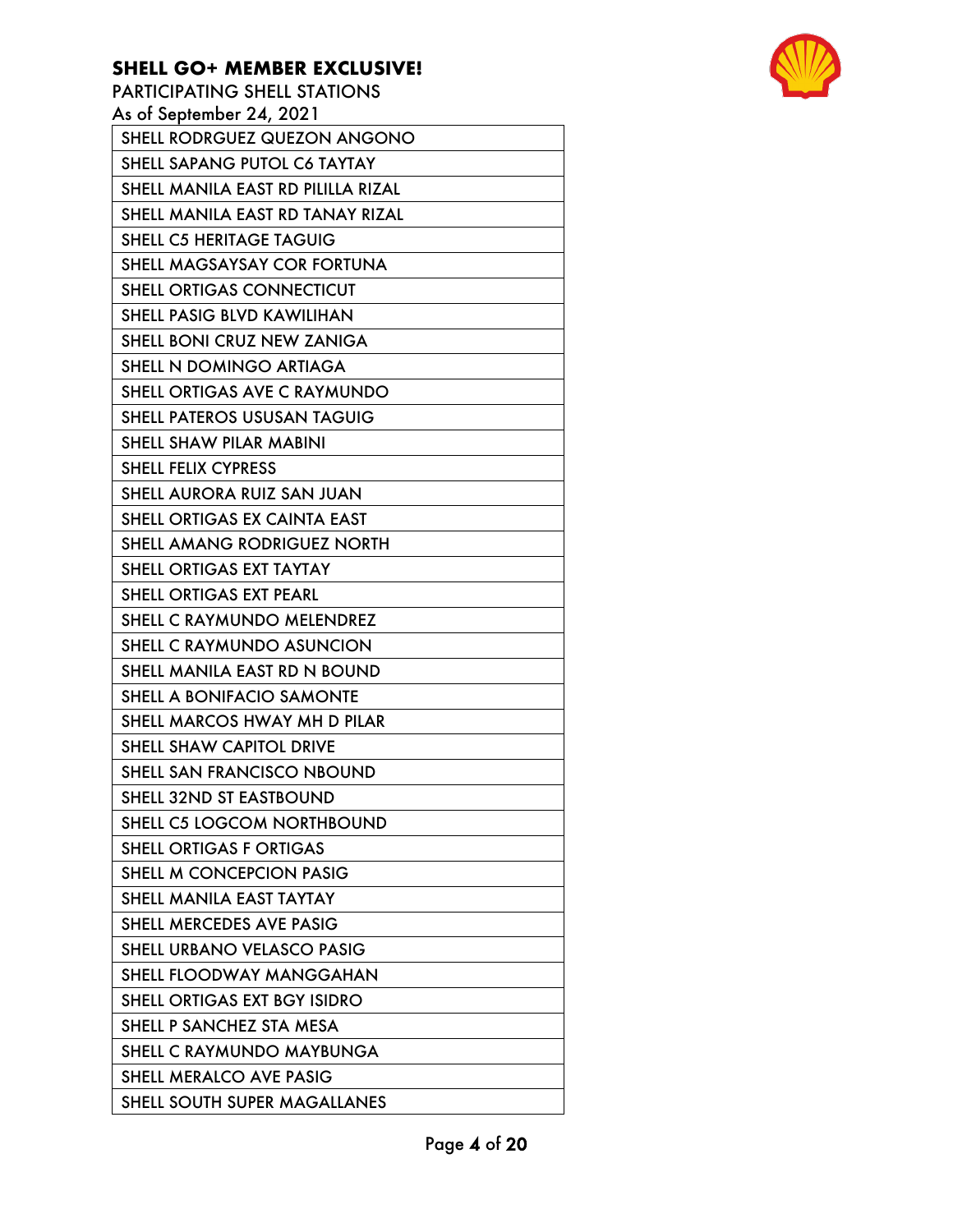**SHELL GO+ MEMBER EXCLUSIVE!**

PARTICIPATING SHELL STATIONS

As of September 24, 2021

| SHELL RODRGUEZ QUEZON ANGONO |
|---|
| SHELL SAPANG PUTOL C6 TAYTAY |
| SHELL MANILA EAST RD PILILLA RIZAL |
| SHELL MANILA EAST RD TANAY RIZAL |
| SHELL C5 HERITAGE TAGUIG |
| SHELL MAGSAYSAY COR FORTUNA |
| SHELL ORTIGAS CONNECTICUT |
| SHELL PASIG BLVD KAWILIHAN |
| SHELL BONI CRUZ NEW ZANIGA |
| SHELL N DOMINGO ARTIAGA |
| SHELL ORTIGAS AVE C RAYMUNDO |
| SHELL PATEROS USUSAN TAGUIG |
| SHELL SHAW PILAR MABINI |
| SHELL FELIX CYPRESS |
| SHELL AURORA RUIZ SAN JUAN |
| SHELL ORTIGAS EX CAINTA EAST |
| SHELL AMANG RODRIGUEZ NORTH |
| SHELL ORTIGAS EXT TAYTAY |
| SHELL ORTIGAS EXT PEARL |
| SHELL C RAYMUNDO MELENDREZ |
| SHELL C RAYMUNDO ASUNCION |
| SHELL MANILA EAST RD N BOUND |
| SHELL A BONIFACIO SAMONTE |
| SHELL MARCOS HWAY MH D PILAR |
| SHELL SHAW CAPITOL DRIVE |
| SHELL SAN FRANCISCO NBOUND |
| SHELL 32ND ST EASTBOUND |
| SHELL C5 LOGCOM NORTHBOUND |
| SHELL ORTIGAS F ORTIGAS |
| SHELL M CONCEPCION PASIG |
| SHELL MANILA EAST TAYTAY |
| SHELL MERCEDES AVE PASIG |
| SHELL URBANO VELASCO PASIG |
| SHELL FLOODWAY MANGGAHAN |
| SHELL ORTIGAS EXT BGY ISIDRO |
| SHELL P SANCHEZ STA MESA |
| SHELL C RAYMUNDO MAYBUNGA |
| SHELL MERALCO AVE PASIG |
| SHELL SOUTH SUPER MAGALLANES |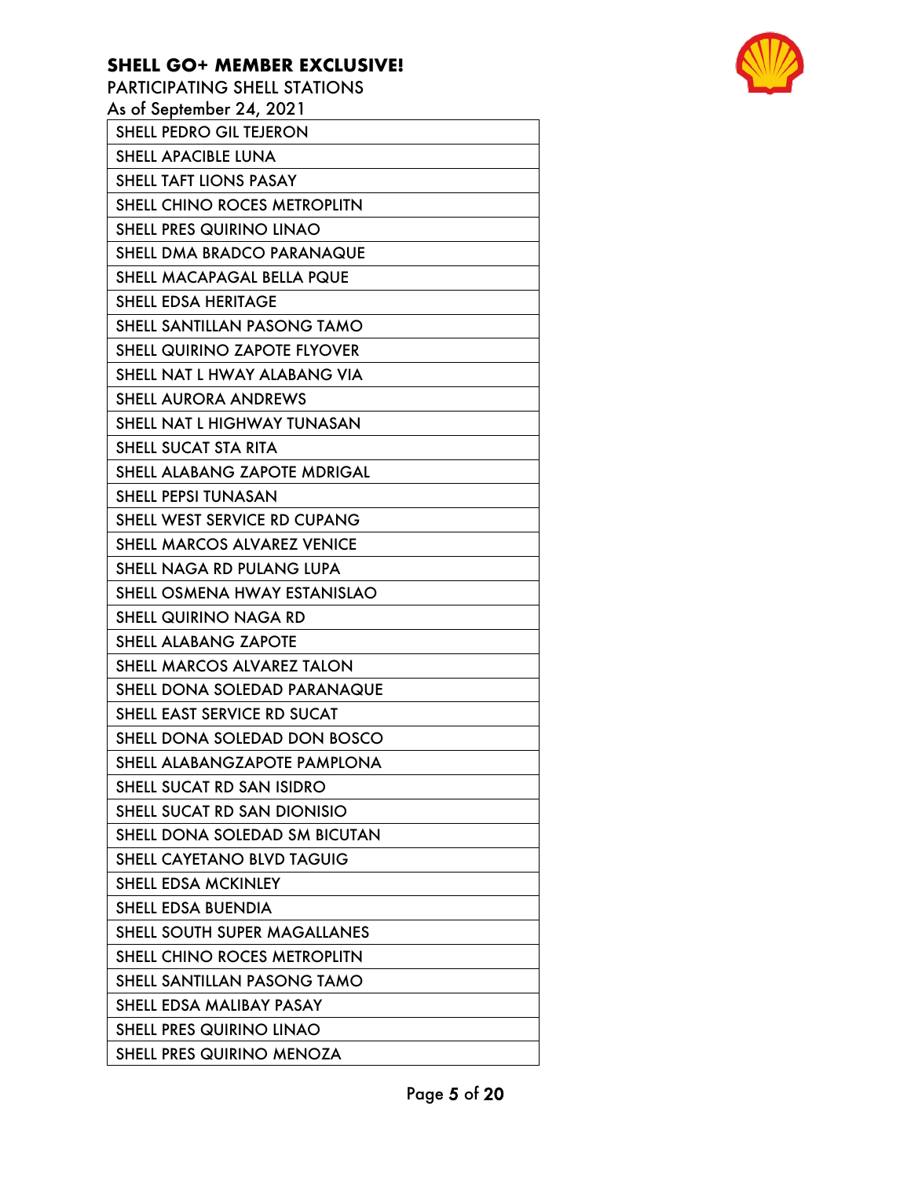**SHELL GO+ MEMBER EXCLUSIVE!**

PARTICIPATING SHELL STATIONS

As of September 24, 2021

| SHELL PEDRO GIL TEJERON |
|---|
| SHELL APACIBLE LUNA |
| SHELL TAFT LIONS PASAY |
| SHELL CHINO ROCES METROPLITN |
| SHELL PRES QUIRINO LINAO |
| SHELL DMA BRADCO PARANAQUE |
| SHELL MACAPAGAL BELLA PQUE |
| SHELL EDSA HERITAGE |
| SHELL SANTILLAN PASONG TAMO |
| SHELL QUIRINO ZAPOTE FLYOVER |
| SHELL NAT L HWAY ALABANG VIA |
| SHELL AURORA ANDREWS |
| SHELL NAT L HIGHWAY TUNASAN |
| SHELL SUCAT STA RITA |
| SHELL ALABANG ZAPOTE MDRIGAL |
| SHELL PEPSI TUNASAN |
| SHELL WEST SERVICE RD CUPANG |
| SHELL MARCOS ALVAREZ VENICE |
| SHELL NAGA RD PULANG LUPA |
| SHELL OSMENA HWAY ESTANISLAO |
| SHELL QUIRINO NAGA RD |
| SHELL ALABANG ZAPOTE |
| SHELL MARCOS ALVAREZ TALON |
| SHELL DONA SOLEDAD PARANAQUE |
| SHELL EAST SERVICE RD SUCAT |
| SHELL DONA SOLEDAD DON BOSCO |
| SHELL ALABANGZAPOTE PAMPLONA |
| SHELL SUCAT RD SAN ISIDRO |
| SHELL SUCAT RD SAN DIONISIO |
| SHELL DONA SOLEDAD SM BICUTAN |
| SHELL CAYETANO BLVD TAGUIG |
| SHELL EDSA MCKINLEY |
| SHELL EDSA BUENDIA |
| SHELL SOUTH SUPER MAGALLANES |
| SHELL CHINO ROCES METROPLITN |
| SHELL SANTILLAN PASONG TAMO |
| SHELL EDSA MALIBAY PASAY |
| SHELL PRES QUIRINO LINAO |
| SHELL PRES QUIRINO MENOZA |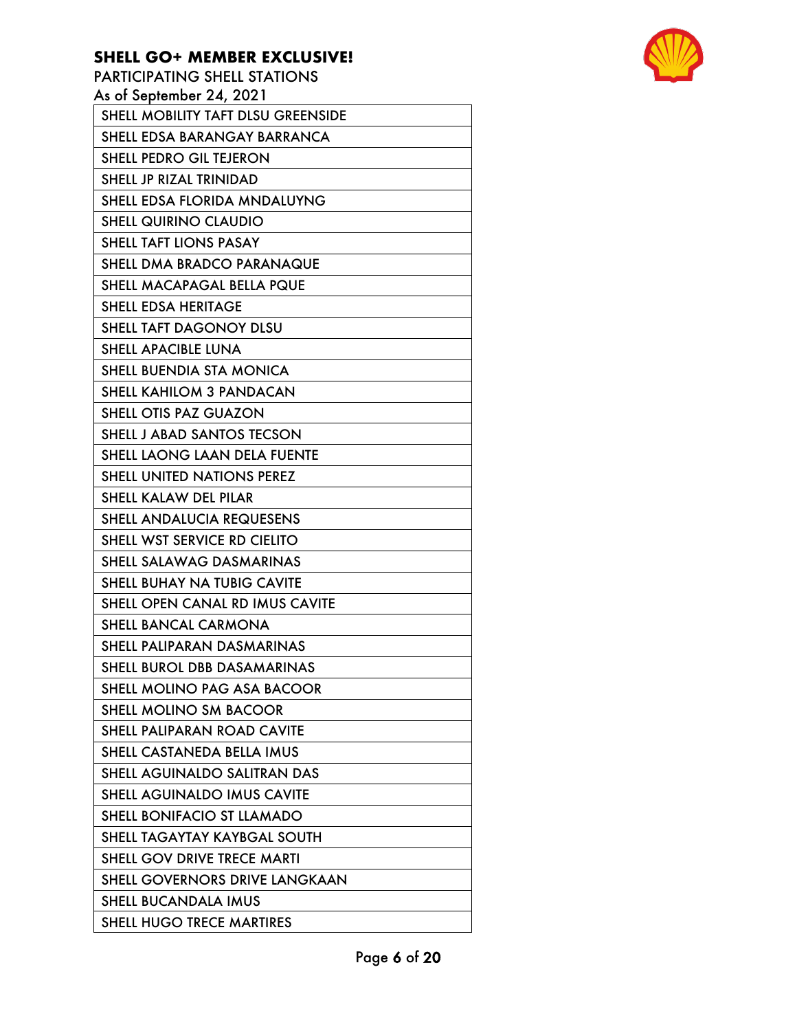**SHELL GO+ MEMBER EXCLUSIVE!**

PARTICIPATING SHELL STATIONS

As of September 24, 2021

| |
|---|
| SHELL MOBILITY TAFT DLSU GREENSIDE |
| SHELL EDSA BARANGAY BARRANCA |
| SHELL PEDRO GIL TEJERON |
| SHELL JP RIZAL TRINIDAD |
| SHELL EDSA FLORIDA MNDALUYNG |
| SHELL QUIRINO CLAUDIO |
| SHELL TAFT LIONS PASAY |
| SHELL DMA BRADCO PARANAQUE |
| SHELL MACAPAGAL BELLA PQUE |
| SHELL EDSA HERITAGE |
| SHELL TAFT DAGONOY DLSU |
| SHELL APACIBLE LUNA |
| SHELL BUENDIA STA MONICA |
| SHELL KAHILOM 3 PANDACAN |
| SHELL OTIS PAZ GUAZON |
| SHELL J ABAD SANTOS TECSON |
| SHELL LAONG LAAN DELA FUENTE |
| SHELL UNITED NATIONS PEREZ |
| SHELL KALAW DEL PILAR |
| SHELL ANDALUCIA REQUESENS |
| SHELL WST SERVICE RD CIELITO |
| SHELL SALAWAG DASMARINAS |
| SHELL BUHAY NA TUBIG CAVITE |
| SHELL OPEN CANAL RD IMUS CAVITE |
| SHELL BANCAL CARMONA |
| SHELL PALIPARAN DASMARINAS |
| SHELL BUROL DBB DASAMARINAS |
| SHELL MOLINO PAG ASA BACOOR |
| SHELL MOLINO SM BACOOR |
| SHELL PALIPARAN ROAD CAVITE |
| SHELL CASTANEDA BELLA IMUS |
| SHELL AGUINALDO SALITRAN DAS |
| SHELL AGUINALDO IMUS CAVITE |
| SHELL BONIFACIO ST LLAMADO |
| SHELL TAGAYTAY KAYBGAL SOUTH |
| SHELL GOV DRIVE TRECE MARTI |
| SHELL GOVERNORS DRIVE LANGKAAN |
| SHELL BUCANDALA IMUS |
| SHELL HUGO TRECE MARTIRES |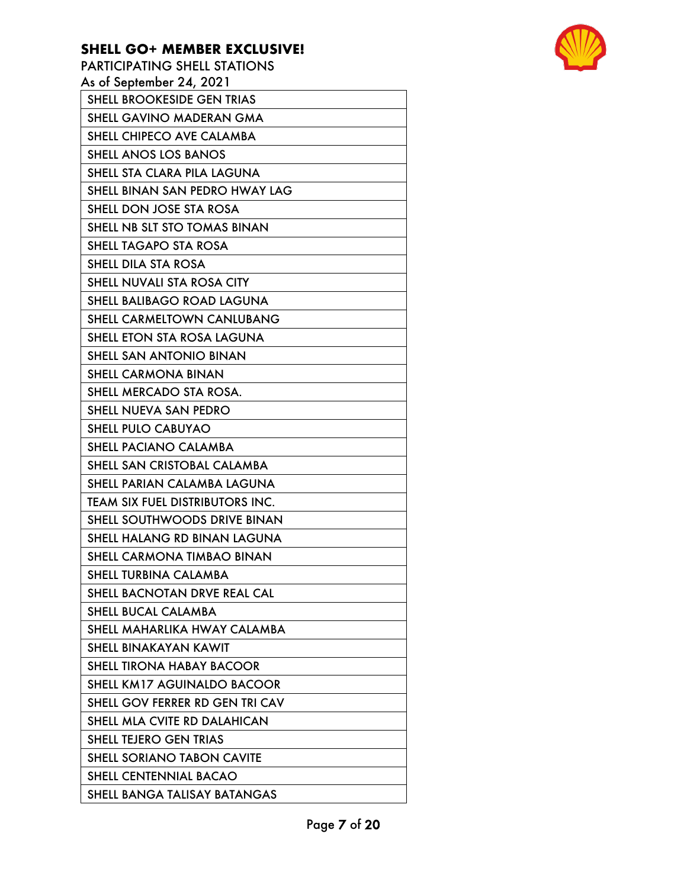**SHELL GO+ MEMBER EXCLUSIVE!**

PARTICIPATING SHELL STATIONS

As of September 24, 2021

| SHELL BROOKESIDE GEN TRIAS |
|---|
| SHELL GAVINO MADERAN GMA |
| SHELL CHIPECO AVE CALAMBA |
| SHELL ANOS LOS BANOS |
| SHELL STA CLARA PILA LAGUNA |
| SHELL BINAN SAN PEDRO HWAY LAG |
| SHELL DON JOSE STA ROSA |
| SHELL NB SLT STO TOMAS BINAN |
| SHELL TAGAPO STA ROSA |
| SHELL DILA STA ROSA |
| SHELL NUVALI STA ROSA CITY |
| SHELL BALIBAGO ROAD LAGUNA |
| SHELL CARMELTOWN CANLUBANG |
| SHELL ETON STA ROSA LAGUNA |
| SHELL SAN ANTONIO BINAN |
| SHELL CARMONA BINAN |
| SHELL MERCADO STA ROSA. |
| SHELL NUEVA SAN PEDRO |
| SHELL PULO CABUYAO |
| SHELL PACIANO CALAMBA |
| SHELL SAN CRISTOBAL CALAMBA |
| SHELL PARIAN CALAMBA LAGUNA |
| TEAM SIX FUEL DISTRIBUTORS INC. |
| SHELL SOUTHWOODS DRIVE BINAN |
| SHELL HALANG RD BINAN LAGUNA |
| SHELL CARMONA TIMBAO BINAN |
| SHELL TURBINA CALAMBA |
| SHELL BACNOTAN DRVE REAL CAL |
| SHELL BUCAL CALAMBA |
| SHELL MAHARLIKA HWAY CALAMBA |
| SHELL BINAKAYAN KAWIT |
| SHELL TIRONA HABAY BACOOR |
| SHELL KM17 AGUINALDO BACOOR |
| SHELL GOV FERRER RD GEN TRI CAV |
| SHELL MLA CVITE RD DALAHICAN |
| SHELL TEJERO GEN TRIAS |
| SHELL SORIANO TABON CAVITE |
| SHELL CENTENNIAL BACAO |
| SHELL BANGA TALISAY BATANGAS |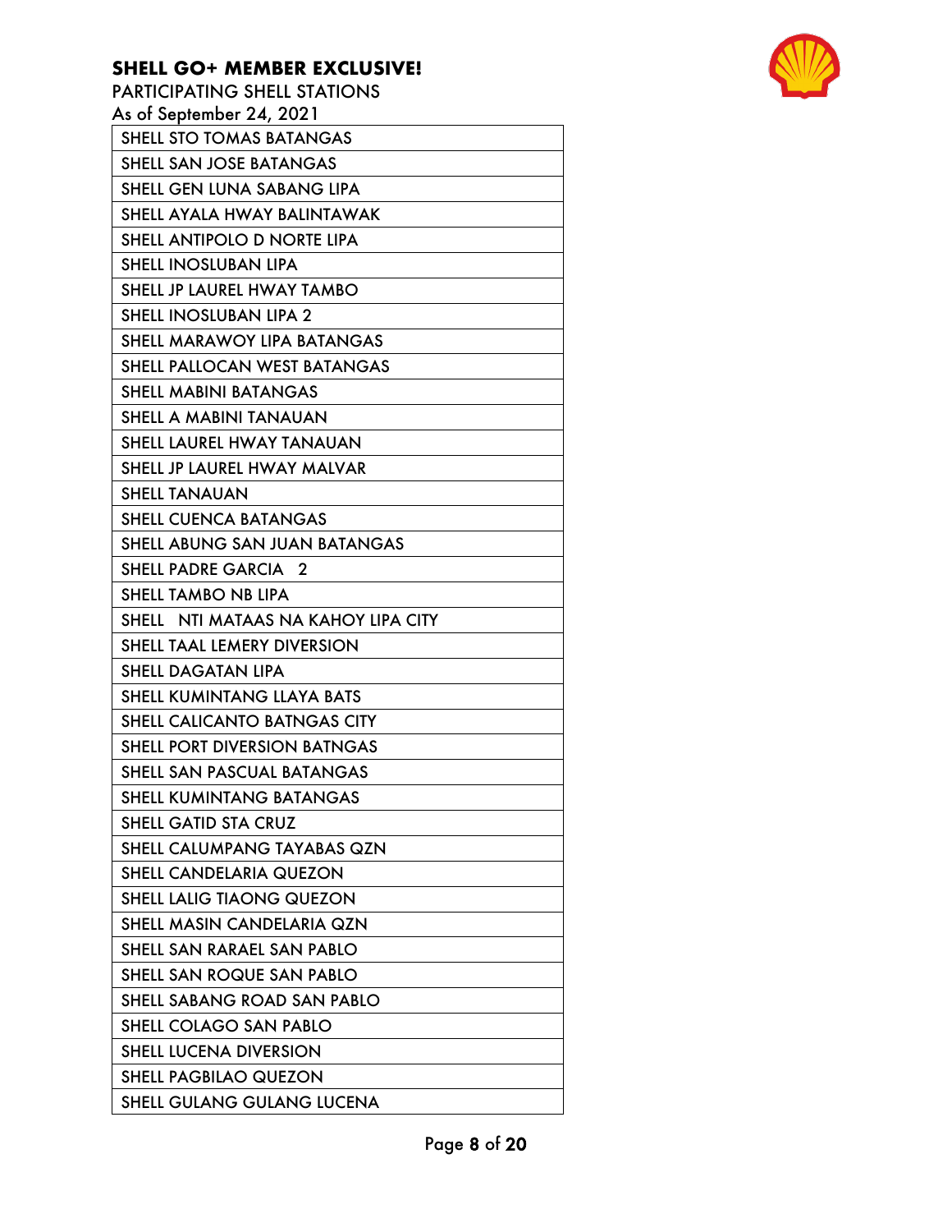**SHELL GO+ MEMBER EXCLUSIVE!**

PARTICIPATING SHELL STATIONS

As of September 24, 2021

| SHELL STO TOMAS BATANGAS |
|---|
| SHELL SAN JOSE BATANGAS |
| SHELL GEN LUNA SABANG LIPA |
| SHELL AYALA HWAY BALINTAWAK |
| SHELL ANTIPOLO D NORTE LIPA |
| SHELL INOSLUBAN LIPA |
| SHELL JP LAUREL HWAY TAMBO |
| SHELL INOSLUBAN LIPA 2 |
| SHELL MARAWOY LIPA BATANGAS |
| SHELL PALLOCAN WEST BATANGAS |
| SHELL MABINI BATANGAS |
| SHELL A MABINI TANAUAN |
| SHELL LAUREL HWAY TANAUAN |
| SHELL JP LAUREL HWAY MALVAR |
| SHELL TANAUAN |
| SHELL CUENCA BATANGAS |
| SHELL ABUNG SAN JUAN BATANGAS |
| SHELL PADRE GARCIA 2 |
| SHELL TAMBO NB LIPA |
| SHELL NTI MATAAS NA KAHOY LIPA CITY |
| SHELL TAAL LEMERY DIVERSION |
| SHELL DAGATAN LIPA |
| SHELL KUMINTANG LLAYA BATS |
| SHELL CALICANTO BATNGAS CITY |
| SHELL PORT DIVERSION BATNGAS |
| SHELL SAN PASCUAL BATANGAS |
| SHELL KUMINTANG BATANGAS |
| SHELL GATID STA CRUZ |
| SHELL CALUMPANG TAYABAS QZN |
| SHELL CANDELARIA QUEZON |
| SHELL LALIG TIAONG QUEZON |
| SHELL MASIN CANDELARIA QZN |
| SHELL SAN RARAEL SAN PABLO |
| SHELL SAN ROQUE SAN PABLO |
| SHELL SABANG ROAD SAN PABLO |
| SHELL COLAGO SAN PABLO |
| SHELL LUCENA DIVERSION |
| SHELL PAGBILAO QUEZON |
| SHELL GULANG GULANG LUCENA |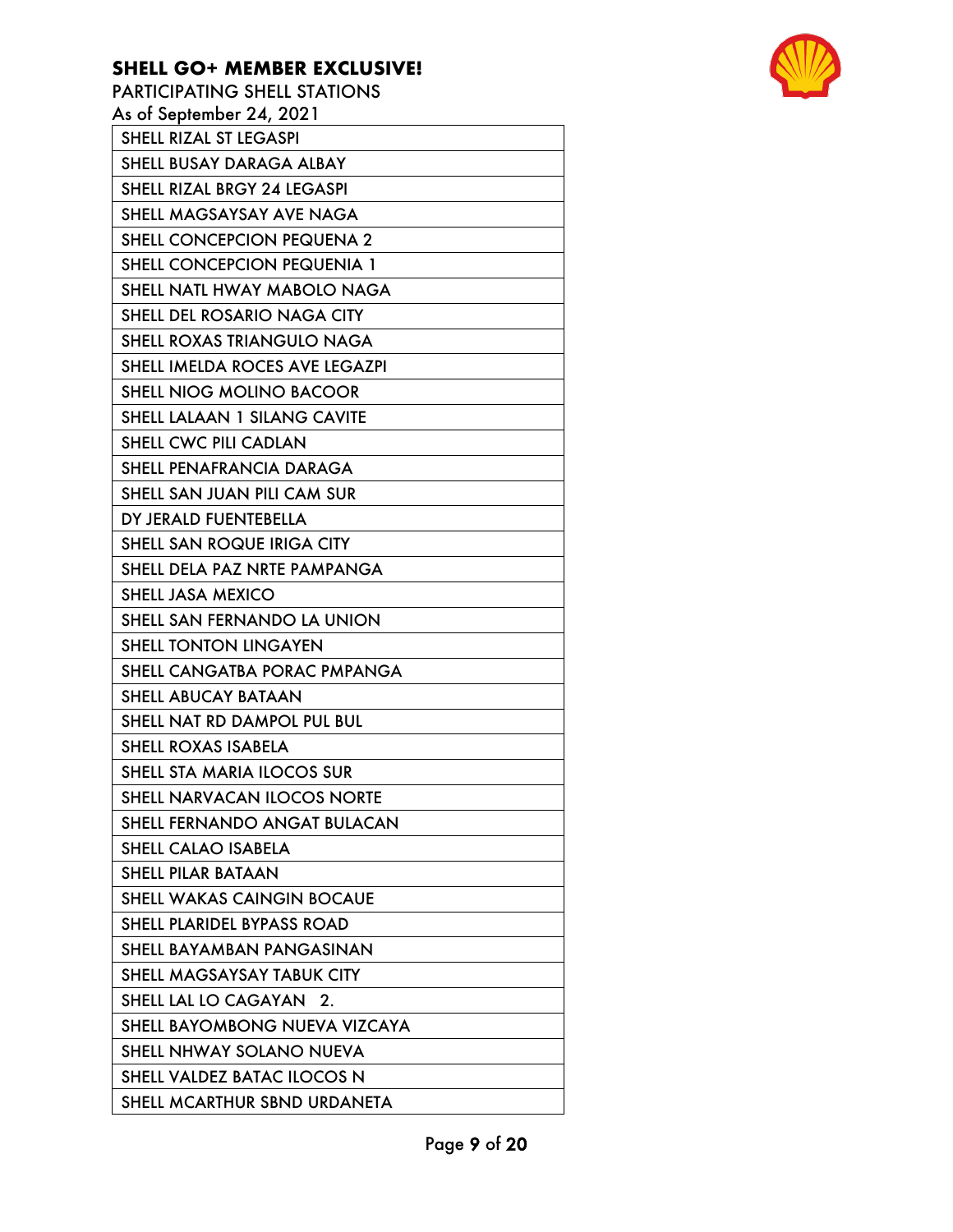**SHELL GO+ MEMBER EXCLUSIVE!**

PARTICIPATING SHELL STATIONS

As of September 24, 2021

| SHELL RIZAL ST LEGASPI |
|---|
| SHELL BUSAY DARAGA ALBAY |
| SHELL RIZAL BRGY 24 LEGASPI |
| SHELL MAGSAYSAY AVE NAGA |
| SHELL CONCEPCION PEQUENA 2 |
| SHELL CONCEPCION PEQUENIA 1 |
| SHELL NATL HWAY MABOLO NAGA |
| SHELL DEL ROSARIO NAGA CITY |
| SHELL ROXAS TRIANGULO NAGA |
| SHELL IMELDA ROCES AVE LEGAZPI |
| SHELL NIOG MOLINO BACOOR |
| SHELL LALAAN 1 SILANG CAVITE |
| SHELL CWC PILI CADLAN |
| SHELL PENAFRANCIA DARAGA |
| SHELL SAN JUAN PILI CAM SUR |
| DY JERALD FUENTEBELLA |
| SHELL SAN ROQUE IRIGA CITY |
| SHELL DELA PAZ NRTE PAMPANGA |
| SHELL JASA MEXICO |
| SHELL SAN FERNANDO LA UNION |
| SHELL TONTON LINGAYEN |
| SHELL CANGATBA PORAC PMPANGA |
| SHELL ABUCAY BATAAN |
| SHELL NAT RD DAMPOL PUL BUL |
| SHELL ROXAS ISABELA |
| SHELL STA MARIA ILOCOS SUR |
| SHELL NARVACAN ILOCOS NORTE |
| SHELL FERNANDO ANGAT BULACAN |
| SHELL CALAO ISABELA |
| SHELL PILAR BATAAN |
| SHELL WAKAS CAINGIN BOCAUE |
| SHELL PLARIDEL BYPASS ROAD |
| SHELL BAYAMBAN PANGASINAN |
| SHELL MAGSAYSAY TABUK CITY |
| SHELL LAL LO CAGAYAN 2. |
| SHELL BAYOMBONG NUEVA VIZCAYA |
| SHELL NHWAY SOLANO NUEVA |
| SHELL VALDEZ BATAC ILOCOS N |
| SHELL MCARTHUR SBND URDANETA |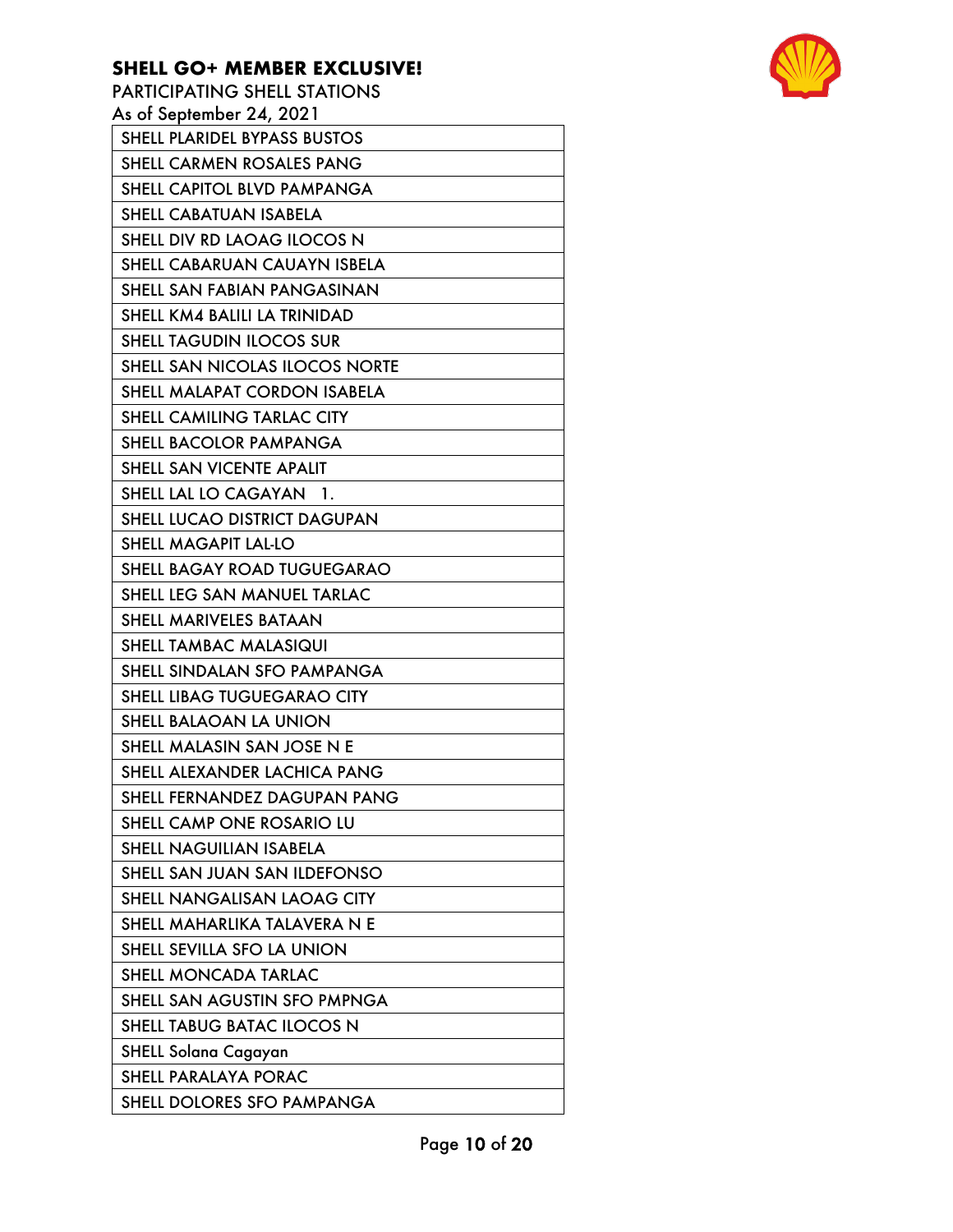**SHELL GO+ MEMBER EXCLUSIVE!**

PARTICIPATING SHELL STATIONS

As of September 24, 2021

| SHELL PLARIDEL BYPASS BUSTOS |
|---|
| SHELL CARMEN ROSALES PANG |
| SHELL CAPITOL BLVD PAMPANGA |
| SHELL CABATUAN ISABELA |
| SHELL DIV RD LAOAG ILOCOS N |
| SHELL CABARUAN CAUAYN ISBELA |
| SHELL SAN FABIAN PANGASINAN |
| SHELL KM4 BALILI LA TRINIDAD |
| SHELL TAGUDIN ILOCOS SUR |
| SHELL SAN NICOLAS ILOCOS NORTE |
| SHELL MALAPAT CORDON ISABELA |
| SHELL CAMILING TARLAC CITY |
| SHELL BACOLOR PAMPANGA |
| SHELL SAN VICENTE APALIT |
| SHELL LAL LO CAGAYAN 1. |
| SHELL LUCAO DISTRICT DAGUPAN |
| SHELL MAGAPIT LAL-LO |
| SHELL BAGAY ROAD TUGUEGARAO |
| SHELL LEG SAN MANUEL TARLAC |
| SHELL MARIVELES BATAAN |
| SHELL TAMBAC MALASIQUI |
| SHELL SINDALAN SFO PAMPANGA |
| SHELL LIBAG TUGUEGARAO CITY |
| SHELL BALAOAN LA UNION |
| SHELL MALASIN SAN JOSE N E |
| SHELL ALEXANDER LACHICA PANG |
| SHELL FERNANDEZ DAGUPAN PANG |
| SHELL CAMP ONE ROSARIO LU |
| SHELL NAGUILIAN ISABELA |
| SHELL SAN JUAN SAN ILDEFONSO |
| SHELL NANGALISAN LAOAG CITY |
| SHELL MAHARLIKA TALAVERA N E |
| SHELL SEVILLA SFO LA UNION |
| SHELL MONCADA TARLAC |
| SHELL SAN AGUSTIN SFO PMPNGA |
| SHELL TABUG BATAC ILOCOS N |
| SHELL Solana Cagayan |
| SHELL PARALAYA PORAC |
| SHELL DOLORES SFO PAMPANGA |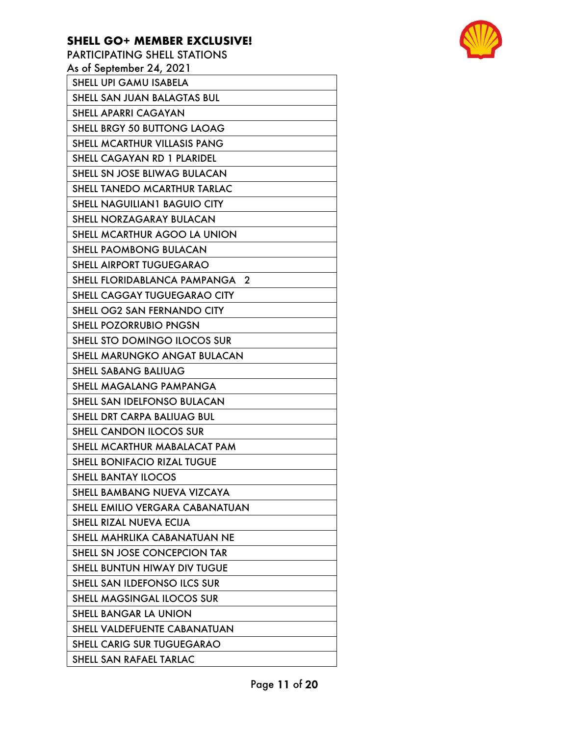**SHELL GO+ MEMBER EXCLUSIVE!**

PARTICIPATING SHELL STATIONS

As of September 24, 2021

| SHELL UPI GAMU ISABELA |
|---|
| SHELL SAN JUAN BALAGTAS BUL |
| SHELL APARRI CAGAYAN |
| SHELL BRGY 50 BUTTONG LAOAG |
| SHELL MCARTHUR VILLASIS PANG |
| SHELL CAGAYAN RD 1 PLARIDEL |
| SHELL SN JOSE BLIWAG BULACAN |
| SHELL TANEDO MCARTHUR TARLAC |
| SHELL NAGUILIAN1 BAGUIO CITY |
| SHELL NORZAGARAY BULACAN |
| SHELL MCARTHUR AGOO LA UNION |
| SHELL PAOMBONG BULACAN |
| SHELL AIRPORT TUGUEGARAO |
| SHELL FLORIDABLANCA PAMPANGA 2 |
| SHELL CAGGAY TUGUEGARAO CITY |
| SHELL OG2 SAN FERNANDO CITY |
| SHELL POZORRUBIO PNGSN |
| SHELL STO DOMINGO ILOCOS SUR |
| SHELL MARUNGKO ANGAT BULACAN |
| SHELL SABANG BALIUAG |
| SHELL MAGALANG PAMPANGA |
| SHELL SAN IDELFONSO BULACAN |
| SHELL DRT CARPA BALIUAG BUL |
| SHELL CANDON ILOCOS SUR |
| SHELL MCARTHUR MABALACAT PAM |
| SHELL BONIFACIO RIZAL TUGUE |
| SHELL BANTAY ILOCOS |
| SHELL BAMBANG NUEVA VIZCAYA |
| SHELL EMILIO VERGARA CABANATUAN |
| SHELL RIZAL NUEVA ECIJA |
| SHELL MAHRLIKA CABANATUAN NE |
| SHELL SN JOSE CONCEPCION TAR |
| SHELL BUNTUN HIWAY DIV TUGUE |
| SHELL SAN ILDEFONSO ILCS SUR |
| SHELL MAGSINGAL ILOCOS SUR |
| SHELL BANGAR LA UNION |
| SHELL VALDEFUENTE CABANATUAN |
| SHELL CARIG SUR TUGUEGARAO |
| SHELL SAN RAFAEL TARLAC |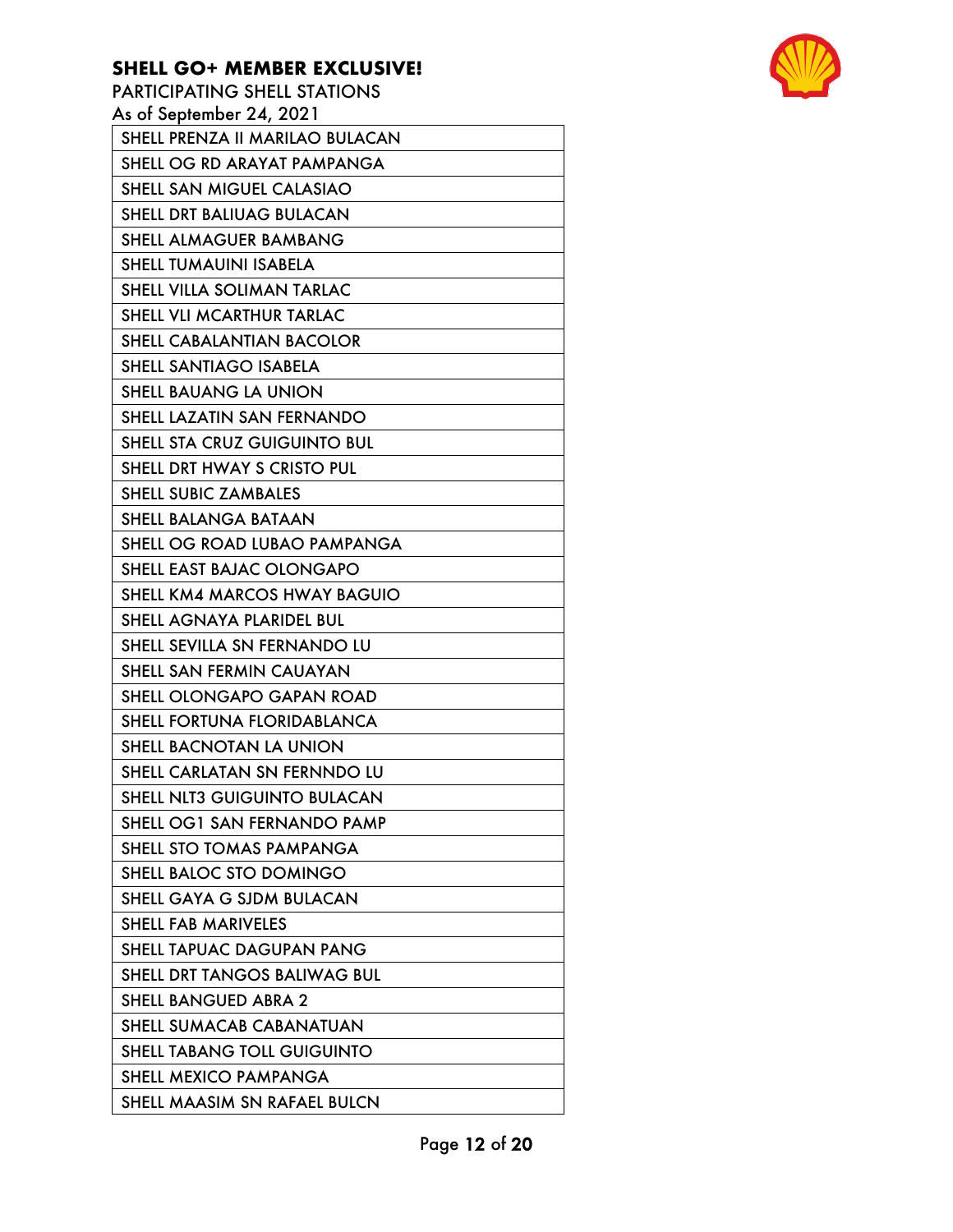**SHELL GO+ MEMBER EXCLUSIVE!**

PARTICIPATING SHELL STATIONS

As of September 24, 2021

| SHELL PRENZA II MARILAO BULACAN |
|---|
| SHELL OG RD ARAYAT PAMPANGA |
| SHELL SAN MIGUEL CALASIAO |
| SHELL DRT BALIUAG BULACAN |
| SHELL ALMAGUER BAMBANG |
| SHELL TUMAUINI ISABELA |
| SHELL VILLA SOLIMAN TARLAC |
| SHELL VLI MCARTHUR TARLAC |
| SHELL CABALANTIAN BACOLOR |
| SHELL SANTIAGO ISABELA |
| SHELL BAUANG LA UNION |
| SHELL LAZATIN SAN FERNANDO |
| SHELL STA CRUZ GUIGUINTO BUL |
| SHELL DRT HWAY S CRISTO PUL |
| SHELL SUBIC ZAMBALES |
| SHELL BALANGA BATAAN |
| SHELL OG ROAD LUBAO PAMPANGA |
| SHELL EAST BAJAC OLONGAPO |
| SHELL KM4 MARCOS HWAY BAGUIO |
| SHELL AGNAYA PLARIDEL BUL |
| SHELL SEVILLA SN FERNANDO LU |
| SHELL SAN FERMIN CAUAYAN |
| SHELL OLONGAPO GAPAN ROAD |
| SHELL FORTUNA FLORIDABLANCA |
| SHELL BACNOTAN LA UNION |
| SHELL CARLATAN SN FERNNDO LU |
| SHELL NLT3 GUIGUINTO BULACAN |
| SHELL OG1 SAN FERNANDO PAMP |
| SHELL STO TOMAS PAMPANGA |
| SHELL BALOC STO DOMINGO |
| SHELL GAYA G SJDM BULACAN |
| SHELL FAB MARIVELES |
| SHELL TAPUAC DAGUPAN PANG |
| SHELL DRT TANGOS BALIWAG BUL |
| SHELL BANGUED ABRA 2 |
| SHELL SUMACAB CABANATUAN |
| SHELL TABANG TOLL GUIGUINTO |
| SHELL MEXICO PAMPANGA |
| SHELL MAASIM SN RAFAEL BULCN |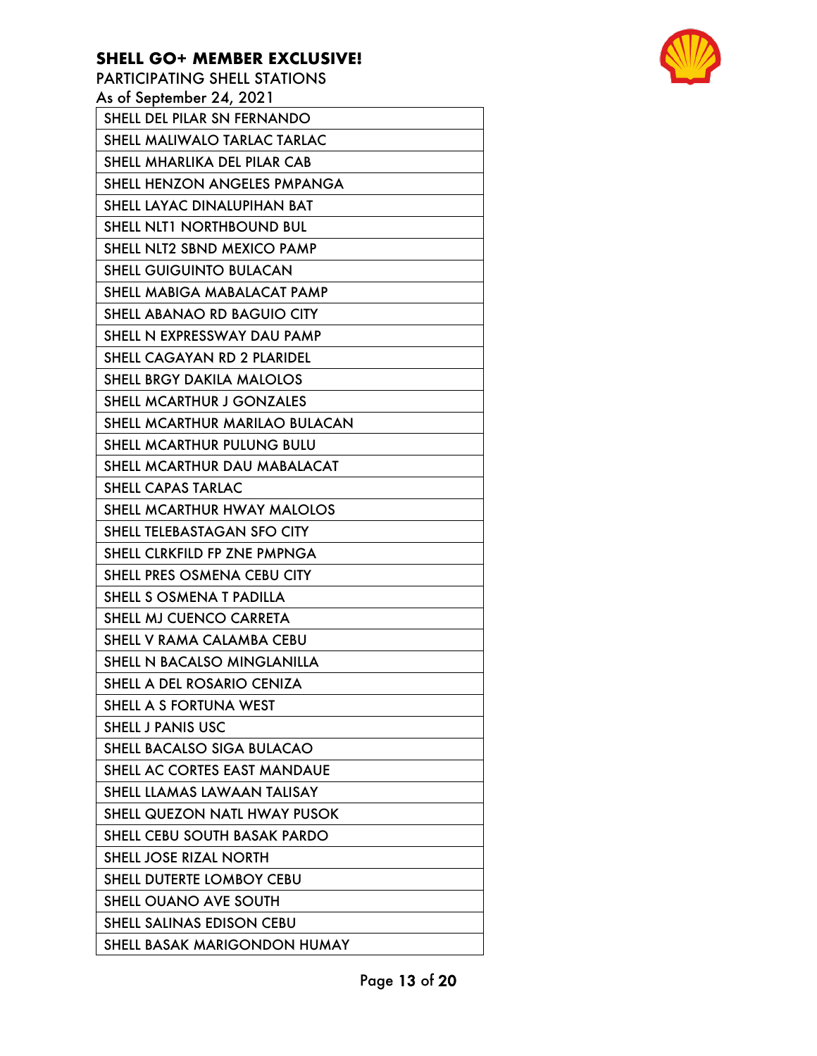**SHELL GO+ MEMBER EXCLUSIVE!**

PARTICIPATING SHELL STATIONS

As of September 24, 2021

| SHELL DEL PILAR SN FERNANDO |
|---|
| SHELL MALIWALO TARLAC TARLAC |
| SHELL MHARLIKA DEL PILAR CAB |
| SHELL HENZON ANGELES PMPANGA |
| SHELL LAYAC DINALUPIHAN BAT |
| SHELL NLT1 NORTHBOUND BUL |
| SHELL NLT2 SBND MEXICO PAMP |
| SHELL GUIGUINTO BULACAN |
| SHELL MABIGA MABALACAT PAMP |
| SHELL ABANAO RD BAGUIO CITY |
| SHELL N EXPRESSWAY DAU PAMP |
| SHELL CAGAYAN RD 2 PLARIDEL |
| SHELL BRGY DAKILA MALOLOS |
| SHELL MCARTHUR J GONZALES |
| SHELL MCARTHUR MARILAO BULACAN |
| SHELL MCARTHUR PULUNG BULU |
| SHELL MCARTHUR DAU MABALACAT |
| SHELL CAPAS TARLAC |
| SHELL MCARTHUR HWAY MALOLOS |
| SHELL TELEBASTAGAN SFO CITY |
| SHELL CLRKFILD FP ZNE PMPNGA |
| SHELL PRES OSMENA CEBU CITY |
| SHELL S OSMENA T PADILLA |
| SHELL MJ CUENCO CARRETA |
| SHELL V RAMA CALAMBA CEBU |
| SHELL N BACALSO MINGLANILLA |
| SHELL A DEL ROSARIO CENIZA |
| SHELL A S FORTUNA WEST |
| SHELL J PANIS USC |
| SHELL BACALSO SIGA BULACAO |
| SHELL AC CORTES EAST MANDAUE |
| SHELL LLAMAS LAWAAN TALISAY |
| SHELL QUEZON NATL HWAY PUSOK |
| SHELL CEBU SOUTH BASAK PARDO |
| SHELL JOSE RIZAL NORTH |
| SHELL DUTERTE LOMBOY CEBU |
| SHELL OUANO AVE SOUTH |
| SHELL SALINAS EDISON CEBU |
| SHELL BASAK MARIGONDON HUMAY |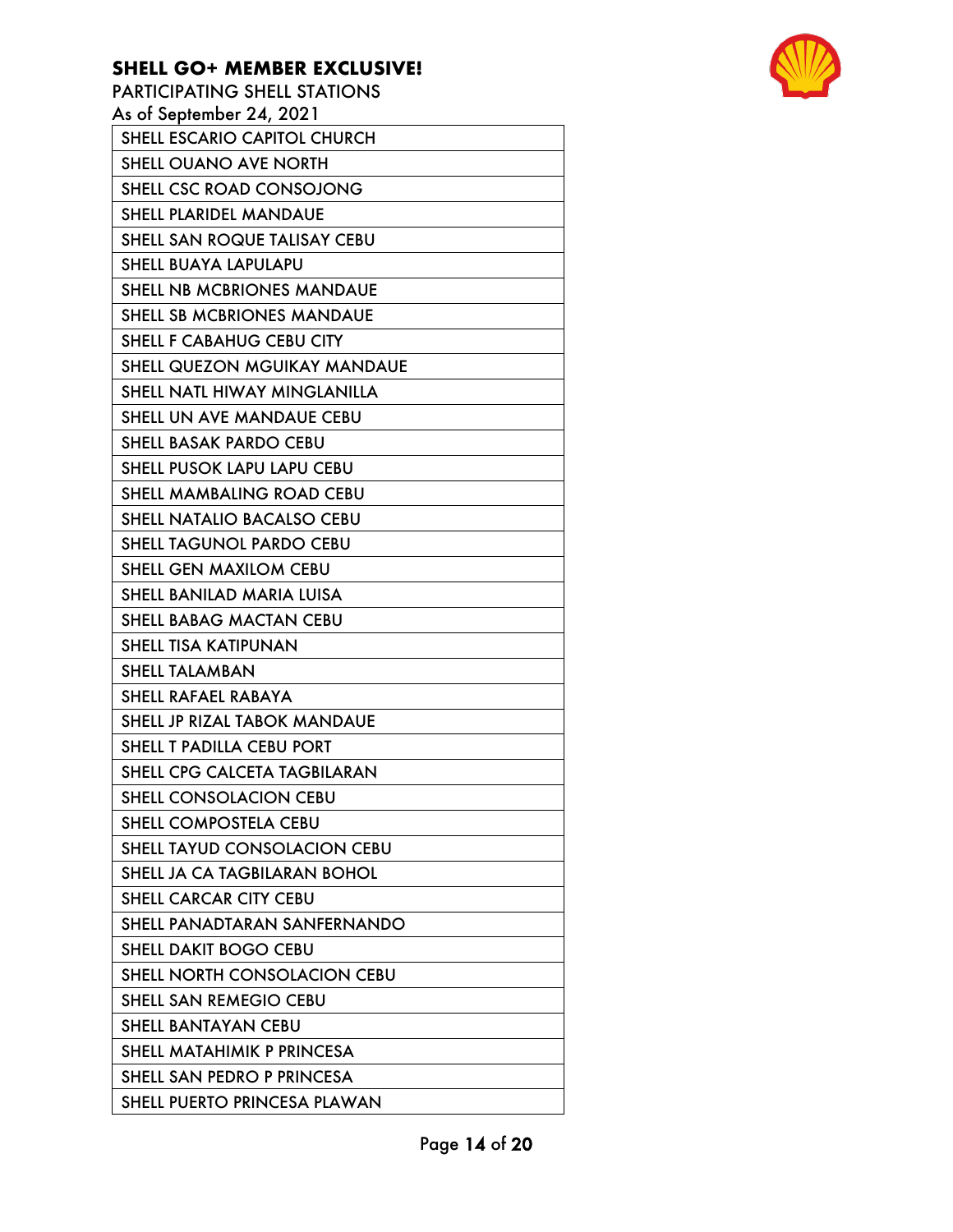**SHELL GO+ MEMBER EXCLUSIVE!**

PARTICIPATING SHELL STATIONS

As of September 24, 2021

| SHELL ESCARIO CAPITOL CHURCH |
|---|
| SHELL OUANO AVE NORTH |
| SHELL CSC ROAD CONSOJONG |
| SHELL PLARIDEL MANDAUE |
| SHELL SAN ROQUE TALISAY CEBU |
| SHELL BUAYA LAPULAPU |
| SHELL NB MCBRIONES MANDAUE |
| SHELL SB MCBRIONES MANDAUE |
| SHELL F CABAHUG CEBU CITY |
| SHELL QUEZON MGUIKAY MANDAUE |
| SHELL NATL HIWAY MINGLANILLA |
| SHELL UN AVE MANDAUE CEBU |
| SHELL BASAK PARDO CEBU |
| SHELL PUSOK LAPU LAPU CEBU |
| SHELL MAMBALING ROAD CEBU |
| SHELL NATALIO BACALSO CEBU |
| SHELL TAGUNOL PARDO CEBU |
| SHELL GEN MAXILOM CEBU |
| SHELL BANILAD MARIA LUISA |
| SHELL BABAG MACTAN CEBU |
| SHELL TISA KATIPUNAN |
| SHELL TALAMBAN |
| SHELL RAFAEL RABAYA |
| SHELL JP RIZAL TABOK MANDAUE |
| SHELL T PADILLA CEBU PORT |
| SHELL CPG CALCETA TAGBILARAN |
| SHELL CONSOLACION CEBU |
| SHELL COMPOSTELA CEBU |
| SHELL TAYUD CONSOLACION CEBU |
| SHELL JA CA TAGBILARAN BOHOL |
| SHELL CARCAR CITY CEBU |
| SHELL PANADTARAN SANFERNANDO |
| SHELL DAKIT BOGO CEBU |
| SHELL NORTH CONSOLACION CEBU |
| SHELL SAN REMEGIO CEBU |
| SHELL BANTAYAN CEBU |
| SHELL MATAHIMIK P PRINCESA |
| SHELL SAN PEDRO P PRINCESA |
| SHELL PUERTO PRINCESA PLAWAN |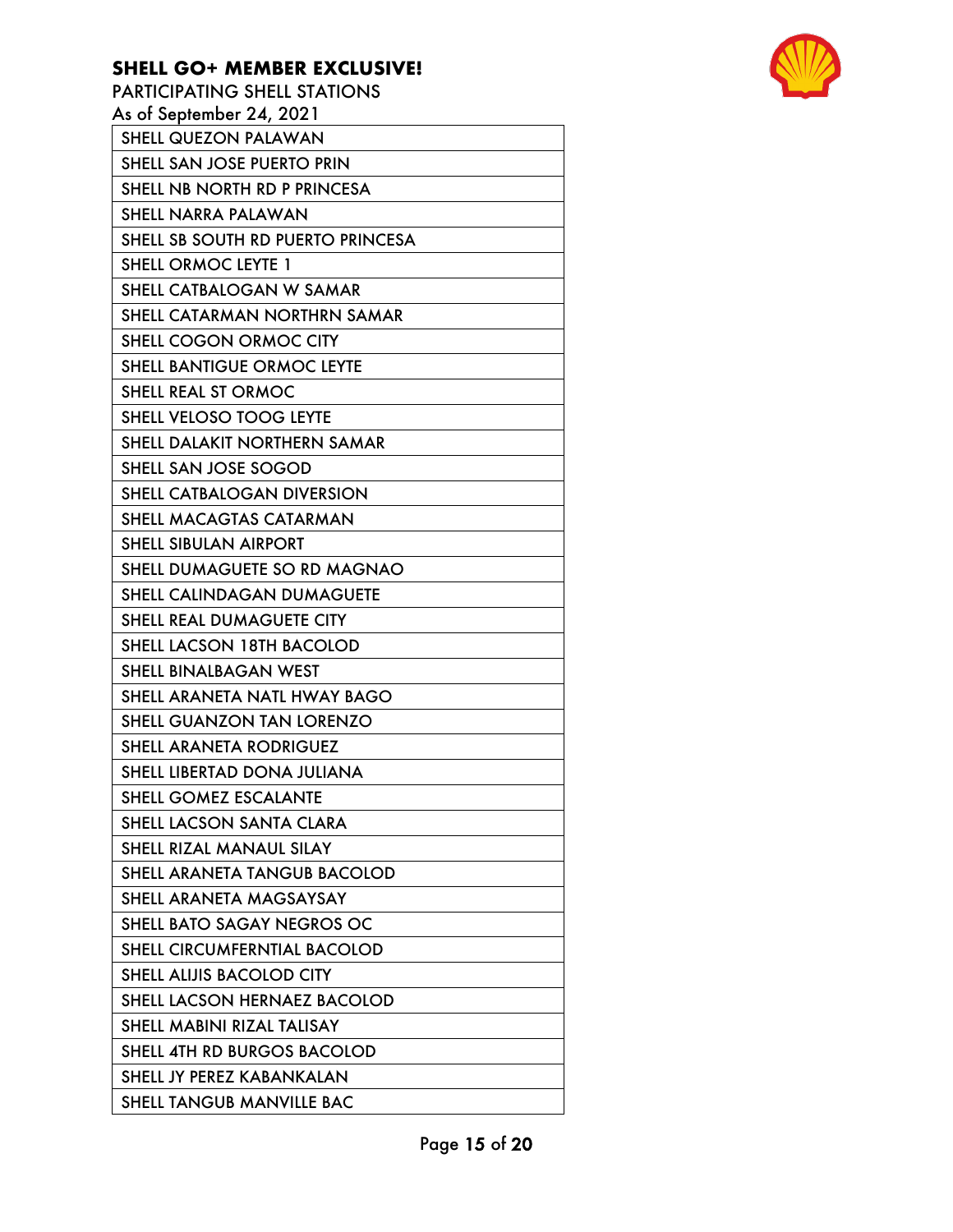**SHELL GO+ MEMBER EXCLUSIVE!**

PARTICIPATING SHELL STATIONS

As of September 24, 2021

| SHELL QUEZON PALAWAN |
|---|
| SHELL SAN JOSE PUERTO PRIN |
| SHELL NB NORTH RD P PRINCESA |
| SHELL NARRA PALAWAN |
| SHELL SB SOUTH RD PUERTO PRINCESA |
| SHELL ORMOC LEYTE 1 |
| SHELL CATBALOGAN W SAMAR |
| SHELL CATARMAN NORTHRN SAMAR |
| SHELL COGON ORMOC CITY |
| SHELL BANTIGUE ORMOC LEYTE |
| SHELL REAL ST ORMOC |
| SHELL VELOSO TOOG LEYTE |
| SHELL DALAKIT NORTHERN SAMAR |
| SHELL SAN JOSE SOGOD |
| SHELL CATBALOGAN DIVERSION |
| SHELL MACAGTAS CATARMAN |
| SHELL SIBULAN AIRPORT |
| SHELL DUMAGUETE SO RD MAGNAO |
| SHELL CALINDAGAN DUMAGUETE |
| SHELL REAL DUMAGUETE CITY |
| SHELL LACSON 18TH BACOLOD |
| SHELL BINALBAGAN WEST |
| SHELL ARANETA NATL HWAY BAGO |
| SHELL GUANZON TAN LORENZO |
| SHELL ARANETA RODRIGUEZ |
| SHELL LIBERTAD DONA JULIANA |
| SHELL GOMEZ ESCALANTE |
| SHELL LACSON SANTA CLARA |
| SHELL RIZAL MANAUL SILAY |
| SHELL ARANETA TANGUB BACOLOD |
| SHELL ARANETA MAGSAYSAY |
| SHELL BATO SAGAY NEGROS OC |
| SHELL CIRCUMFERNTIAL BACOLOD |
| SHELL ALIJIS BACOLOD CITY |
| SHELL LACSON HERNAEZ BACOLOD |
| SHELL MABINI RIZAL TALISAY |
| SHELL 4TH RD BURGOS BACOLOD |
| SHELL JY PEREZ KABANKALAN |
| SHELL TANGUB MANVILLE BAC |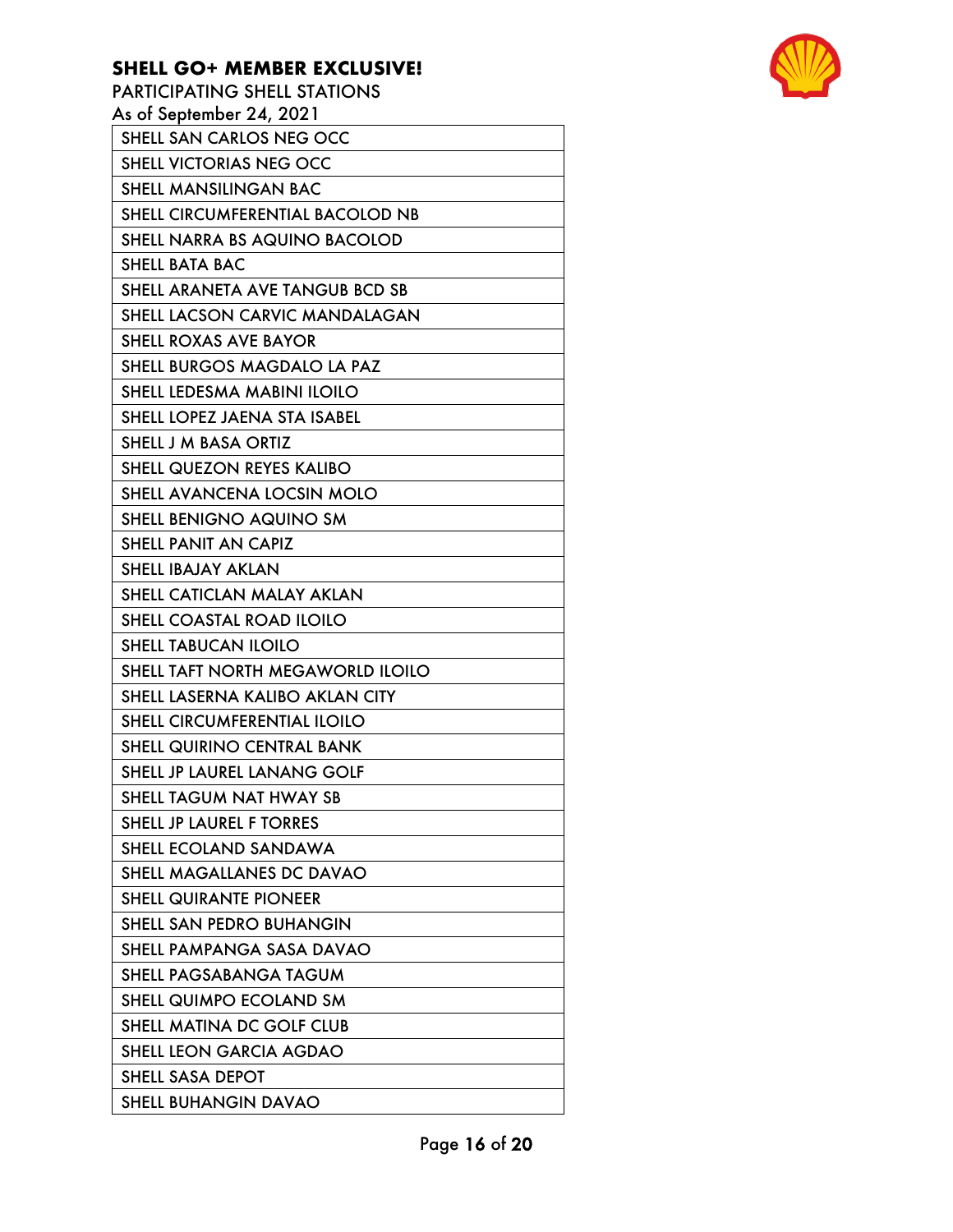**SHELL GO+ MEMBER EXCLUSIVE!**

PARTICIPATING SHELL STATIONS

As of September 24, 2021

| SHELL SAN CARLOS NEG OCC |
|---|
| SHELL VICTORIAS NEG OCC |
| SHELL MANSILINGAN BAC |
| SHELL CIRCUMFERENTIAL BACOLOD NB |
| SHELL NARRA BS AQUINO BACOLOD |
| SHELL BATA BAC |
| SHELL ARANETA AVE TANGUB BCD SB |
| SHELL LACSON CARVIC MANDALAGAN |
| SHELL ROXAS AVE BAYOR |
| SHELL BURGOS MAGDALO LA PAZ |
| SHELL LEDESMA MABINI ILOILO |
| SHELL LOPEZ JAENA STA ISABEL |
| SHELL J M BASA ORTIZ |
| SHELL QUEZON REYES KALIBO |
| SHELL AVANCENA LOCSIN MOLO |
| SHELL BENIGNO AQUINO SM |
| SHELL PANIT AN CAPIZ |
| SHELL IBAJAY AKLAN |
| SHELL CATICLAN MALAY AKLAN |
| SHELL COASTAL ROAD ILOILO |
| SHELL TABUCAN ILOILO |
| SHELL TAFT NORTH MEGAWORLD ILOILO |
| SHELL LASERNA KALIBO AKLAN CITY |
| SHELL CIRCUMFERENTIAL ILOILO |
| SHELL QUIRINO CENTRAL BANK |
| SHELL JP LAUREL LANANG GOLF |
| SHELL TAGUM NAT HWAY SB |
| SHELL JP LAUREL F TORRES |
| SHELL ECOLAND SANDAWA |
| SHELL MAGALLANES DC DAVAO |
| SHELL QUIRANTE PIONEER |
| SHELL SAN PEDRO BUHANGIN |
| SHELL PAMPANGA SASA DAVAO |
| SHELL PAGSABANGA TAGUM |
| SHELL QUIMPO ECOLAND SM |
| SHELL MATINA DC GOLF CLUB |
| SHELL LEON GARCIA AGDAO |
| SHELL SASA DEPOT |
| SHELL BUHANGIN DAVAO |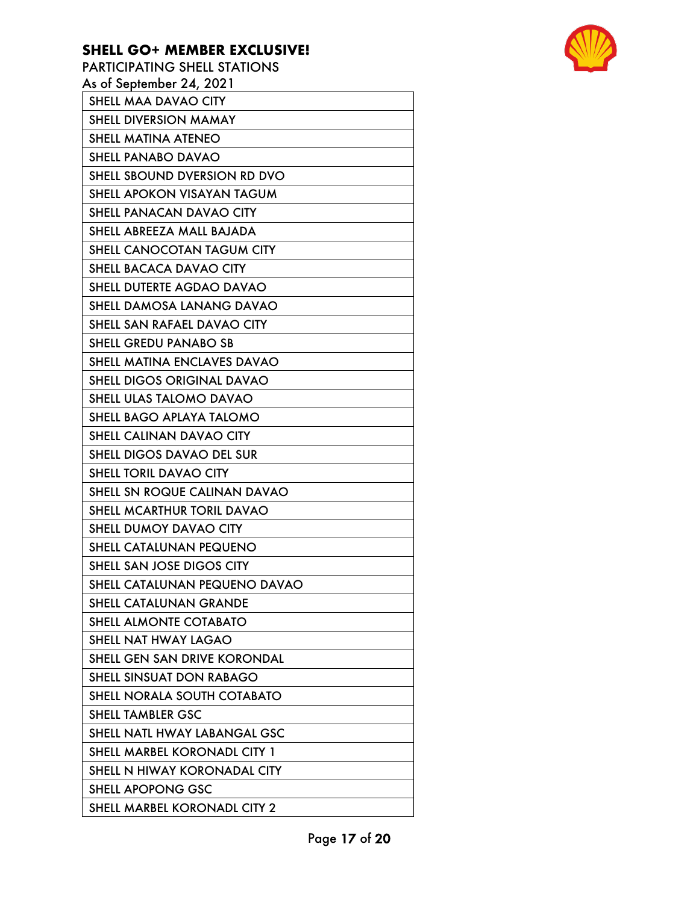**SHELL GO+ MEMBER EXCLUSIVE!**

PARTICIPATING SHELL STATIONS

As of September 24, 2021

| SHELL MAA DAVAO CITY |
|---|
| SHELL DIVERSION MAMAY |
| SHELL MATINA ATENEO |
| SHELL PANABO DAVAO |
| SHELL SBOUND DVERSION RD DVO |
| SHELL APOKON VISAYAN TAGUM |
| SHELL PANACAN DAVAO CITY |
| SHELL ABREEZA MALL BAJADA |
| SHELL CANOCOTAN TAGUM CITY |
| SHELL BACACA DAVAO CITY |
| SHELL DUTERTE AGDAO DAVAO |
| SHELL DAMOSA LANANG DAVAO |
| SHELL SAN RAFAEL DAVAO CITY |
| SHELL GREDU PANABO SB |
| SHELL MATINA ENCLAVES DAVAO |
| SHELL DIGOS ORIGINAL DAVAO |
| SHELL ULAS TALOMO DAVAO |
| SHELL BAGO APLAYA TALOMO |
| SHELL CALINAN DAVAO CITY |
| SHELL DIGOS DAVAO DEL SUR |
| SHELL TORIL DAVAO CITY |
| SHELL SN ROQUE CALINAN DAVAO |
| SHELL MCARTHUR TORIL DAVAO |
| SHELL DUMOY DAVAO CITY |
| SHELL CATALUNAN PEQUENO |
| SHELL SAN JOSE DIGOS CITY |
| SHELL CATALUNAN PEQUENO DAVAO |
| SHELL CATALUNAN GRANDE |
| SHELL ALMONTE COTABATO |
| SHELL NAT HWAY LAGAO |
| SHELL GEN SAN DRIVE KORONDAL |
| SHELL SINSUAT DON RABAGO |
| SHELL NORALA SOUTH COTABATO |
| SHELL TAMBLER GSC |
| SHELL NATL HWAY LABANGAL GSC |
| SHELL MARBEL KORONADL CITY 1 |
| SHELL N HIWAY KORONADAL CITY |
| SHELL APOPONG GSC |
| SHELL MARBEL KORONADL CITY 2 |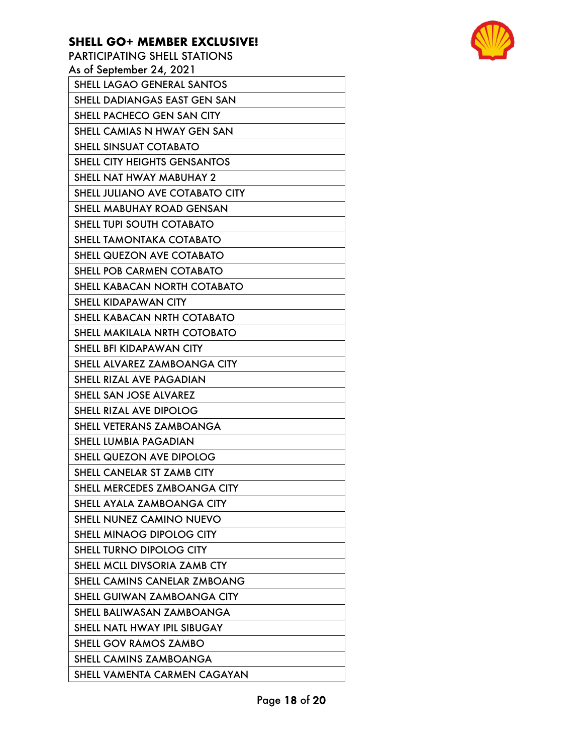**SHELL GO+ MEMBER EXCLUSIVE!**

PARTICIPATING SHELL STATIONS

As of September 24, 2021

| |
|---|
| SHELL LAGAO GENERAL SANTOS |
| SHELL DADIANGAS EAST GEN SAN |
| SHELL PACHECO GEN SAN CITY |
| SHELL CAMIAS N HWAY GEN SAN |
| SHELL SINSUAT COTABATO |
| SHELL CITY HEIGHTS GENSANTOS |
| SHELL NAT HWAY MABUHAY 2 |
| SHELL JULIANO AVE COTABATO CITY |
| SHELL MABUHAY ROAD GENSAN |
| SHELL TUPI SOUTH COTABATO |
| SHELL TAMONTAKA COTABATO |
| SHELL QUEZON AVE COTABATO |
| SHELL POB CARMEN COTABATO |
| SHELL KABACAN NORTH COTABATO |
| SHELL KIDAPAWAN CITY |
| SHELL KABACAN NRTH COTABATO |
| SHELL MAKILALA NRTH COTOBATO |
| SHELL BFI KIDAPAWAN CITY |
| SHELL ALVAREZ ZAMBOANGA CITY |
| SHELL RIZAL AVE PAGADIAN |
| SHELL SAN JOSE ALVAREZ |
| SHELL RIZAL AVE DIPOLOG |
| SHELL VETERANS ZAMBOANGA |
| SHELL LUMBIA PAGADIAN |
| SHELL QUEZON AVE DIPOLOG |
| SHELL CANELAR ST ZAMB CITY |
| SHELL MERCEDES ZMBOANGA CITY |
| SHELL AYALA ZAMBOANGA CITY |
| SHELL NUNEZ CAMINO NUEVO |
| SHELL MINAOG DIPOLOG CITY |
| SHELL TURNO DIPOLOG CITY |
| SHELL MCLL DIVSORIA ZAMB CTY |
| SHELL CAMINS CANELAR ZMBOANG |
| SHELL GUIWAN ZAMBOANGA CITY |
| SHELL BALIWASAN ZAMBOANGA |
| SHELL NATL HWAY IPIL SIBUGAY |
| SHELL GOV RAMOS ZAMBO |
| SHELL CAMINS ZAMBOANGA |
| SHELL VAMENTA CARMEN CAGAYAN |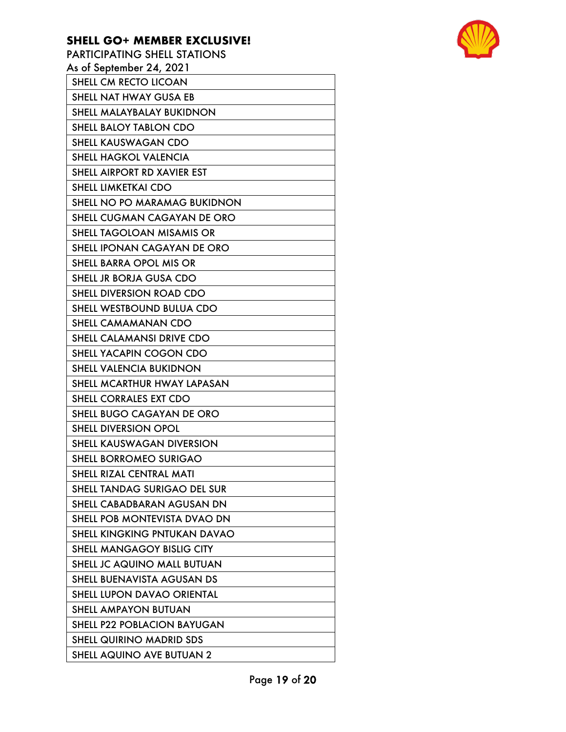**SHELL GO+ MEMBER EXCLUSIVE!**

PARTICIPATING SHELL STATIONS

As of September 24, 2021

| SHELL CM RECTO LICOAN |
|---|
| SHELL NAT HWAY GUSA EB |
| SHELL MALAYBALAY BUKIDNON |
| SHELL BALOY TABLON CDO |
| SHELL KAUSWAGAN CDO |
| SHELL HAGKOL VALENCIA |
| SHELL AIRPORT RD XAVIER EST |
| SHELL LIMKETKAI CDO |
| SHELL NO PO MARAMAG BUKIDNON |
| SHELL CUGMAN CAGAYAN DE ORO |
| SHELL TAGOLOAN MISAMIS OR |
| SHELL IPONAN CAGAYAN DE ORO |
| SHELL BARRA OPOL MIS OR |
| SHELL JR BORJA GUSA CDO |
| SHELL DIVERSION ROAD CDO |
| SHELL WESTBOUND BULUA CDO |
| SHELL CAMAMANAN CDO |
| SHELL CALAMANSI DRIVE CDO |
| SHELL YACAPIN COGON CDO |
| SHELL VALENCIA BUKIDNON |
| SHELL MCARTHUR HWAY LAPASAN |
| SHELL CORRALES EXT CDO |
| SHELL BUGO CAGAYAN DE ORO |
| SHELL DIVERSION OPOL |
| SHELL KAUSWAGAN DIVERSION |
| SHELL BORROMEO SURIGAO |
| SHELL RIZAL CENTRAL MATI |
| SHELL TANDAG SURIGAO DEL SUR |
| SHELL CABADBARAN AGUSAN DN |
| SHELL POB MONTEVISTA DVAO DN |
| SHELL KINGKING PNTUKAN DAVAO |
| SHELL MANGAGOY BISLIG CITY |
| SHELL JC AQUINO MALL BUTUAN |
| SHELL BUENAVISTA AGUSAN DS |
| SHELL LUPON DAVAO ORIENTAL |
| SHELL AMPAYON BUTUAN |
| SHELL P22 POBLACION BAYUGAN |
| SHELL QUIRINO MADRID SDS |
| SHELL AQUINO AVE BUTUAN 2 |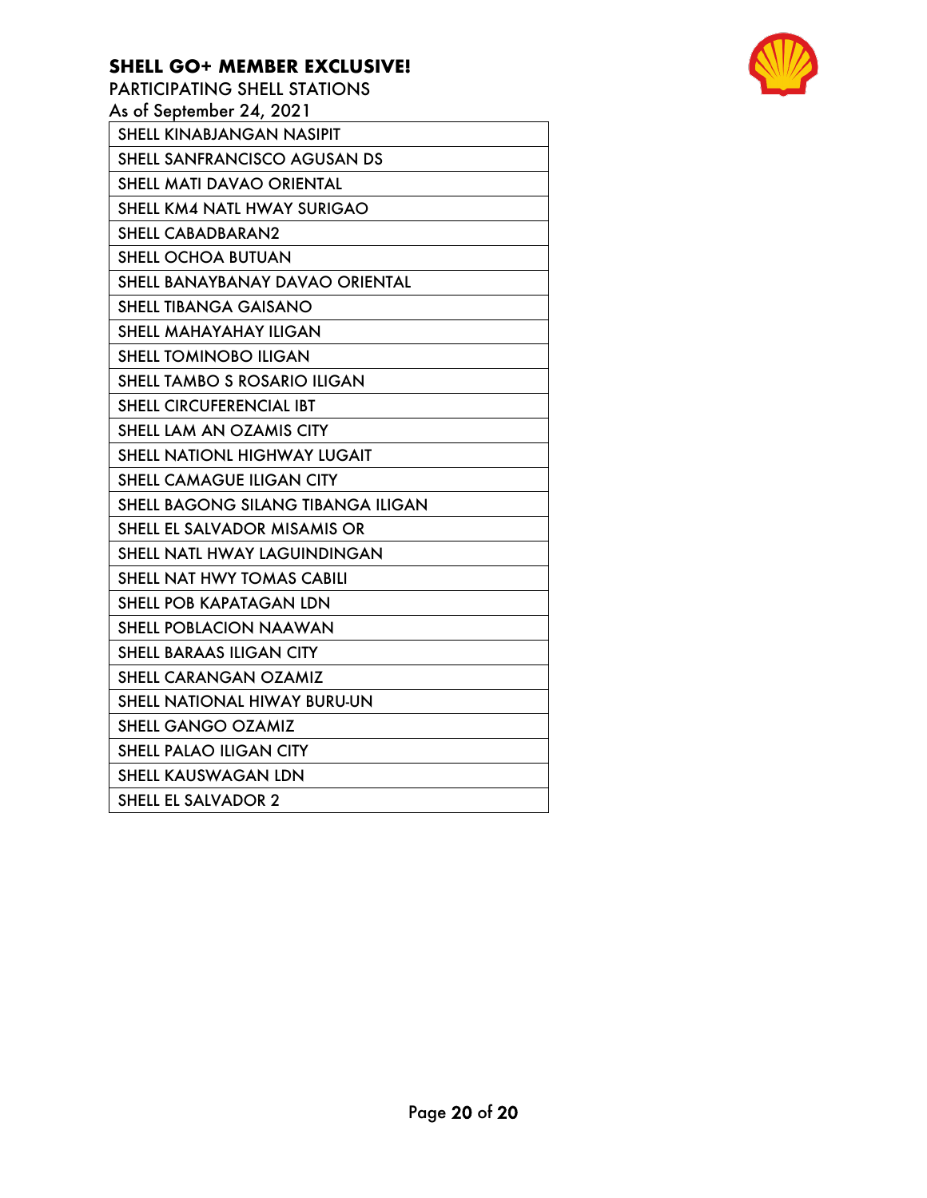**SHELL GO+ MEMBER EXCLUSIVE!**

PARTICIPATING SHELL STATIONS

As of September 24, 2021

| |
|---|
| SHELL KINABJANGAN NASIPIT |
| SHELL SANFRANCISCO AGUSAN DS |
| SHELL MATI DAVAO ORIENTAL |
| SHELL KM4 NATL HWAY SURIGAO |
| SHELL CABADBARAN2 |
| SHELL OCHOA BUTUAN |
| SHELL BANAYBANAY DAVAO ORIENTAL |
| SHELL TIBANGA GAISANO |
| SHELL MAHAYAHAY ILIGAN |
| SHELL TOMINOBO ILIGAN |
| SHELL TAMBO S ROSARIO ILIGAN |
| SHELL CIRCUFERENCIAL IBT |
| SHELL LAM AN OZAMIS CITY |
| SHELL NATIONL HIGHWAY LUGAIT |
| SHELL CAMAGUE ILIGAN CITY |
| SHELL BAGONG SILANG TIBANGA ILIGAN |
| SHELL EL SALVADOR MISAMIS OR |
| SHELL NATL HWAY LAGUINDINGAN |
| SHELL NAT HWY TOMAS CABILI |
| SHELL POB KAPATAGAN LDN |
| SHELL POBLACION NAAWAN |
| SHELL BARAAS ILIGAN CITY |
| SHELL CARANGAN OZAMIZ |
| SHELL NATIONAL HIWAY BURU-UN |
| SHELL GANGO OZAMIZ |
| SHELL PALAO ILIGAN CITY |
| SHELL KAUSWAGAN LDN |
| SHELL EL SALVADOR 2 |